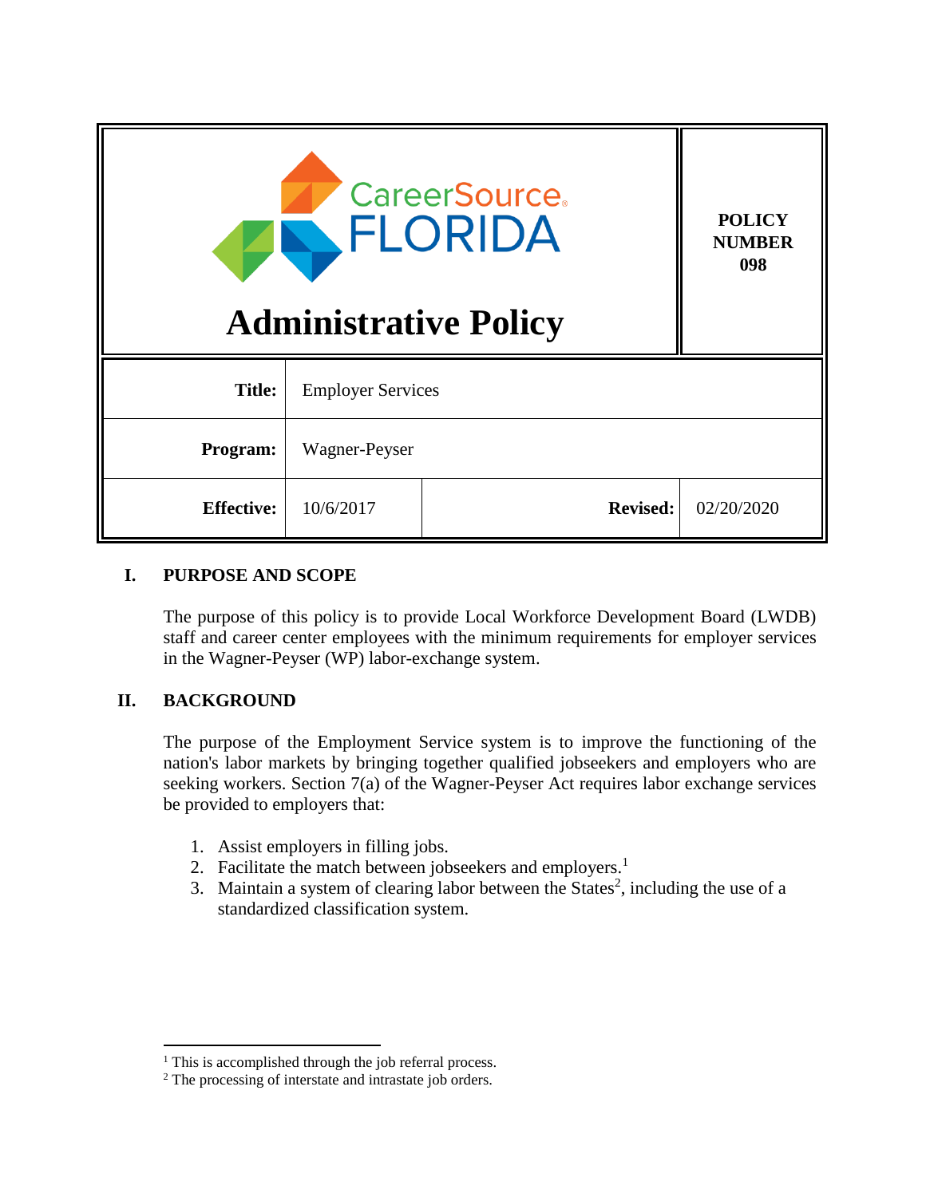CareerSource FLORIDA

# Administrative Policy

**POLICY NUMBER 098**

| | | | |
|---|---|---|---|
| **Title:** | Employer Services | | |
| **Program:** | Wagner-Peyser | | |
| **Effective:** | 10/6/2017 | **Revised:** | 02/20/2020 |

## I. PURPOSE AND SCOPE

The purpose of this policy is to provide Local Workforce Development Board (LWDB) staff and career center employees with the minimum requirements for employer services in the Wagner-Peyser (WP) labor-exchange system.

## II. BACKGROUND

The purpose of the Employment Service system is to improve the functioning of the nation's labor markets by bringing together qualified jobseekers and employers who are seeking workers. Section 7(a) of the Wagner-Peyser Act requires labor exchange services be provided to employers that:

1. Assist employers in filling jobs.
2. Facilitate the match between jobseekers and employers.[1]
3. Maintain a system of clearing labor between the States[2], including the use of a standardized classification system.

---

[1] This is accomplished through the job referral process.

[2] The processing of interstate and intrastate job orders.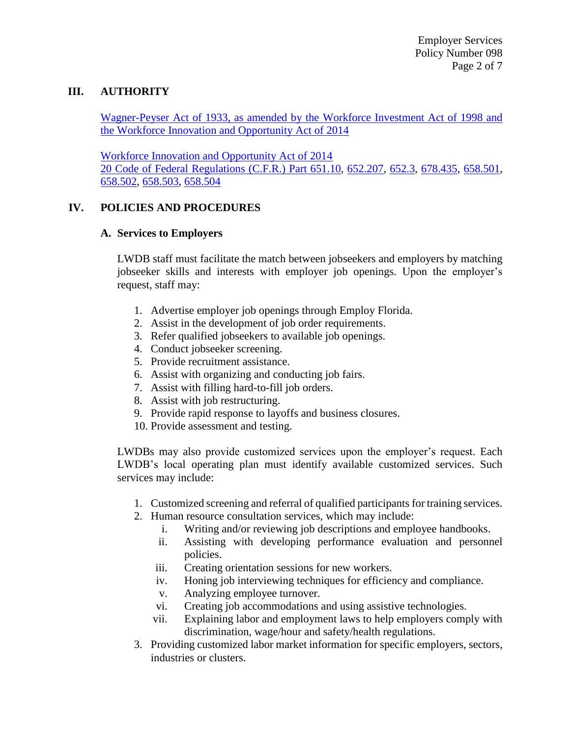## III. AUTHORITY

Wagner-Peyser Act of 1933, as amended by the Workforce Investment Act of 1998 and the Workforce Innovation and Opportunity Act of 2014

Workforce Innovation and Opportunity Act of 2014
20 Code of Federal Regulations (C.F.R.) Part 651.10, 652.207, 652.3, 678.435, 658.501, 658.502, 658.503, 658.504

## IV. POLICIES AND PROCEDURES

### A. Services to Employers

LWDB staff must facilitate the match between jobseekers and employers by matching jobseeker skills and interests with employer job openings. Upon the employer's request, staff may:

1. Advertise employer job openings through Employ Florida.
2. Assist in the development of job order requirements.
3. Refer qualified jobseekers to available job openings.
4. Conduct jobseeker screening.
5. Provide recruitment assistance.
6. Assist with organizing and conducting job fairs.
7. Assist with filling hard-to-fill job orders.
8. Assist with job restructuring.
9. Provide rapid response to layoffs and business closures.
10. Provide assessment and testing.

LWDBs may also provide customized services upon the employer's request. Each LWDB's local operating plan must identify available customized services. Such services may include:

1. Customized screening and referral of qualified participants for training services.
2. Human resource consultation services, which may include:
   i. Writing and/or reviewing job descriptions and employee handbooks.
   ii. Assisting with developing performance evaluation and personnel policies.
   iii. Creating orientation sessions for new workers.
   iv. Honing job interviewing techniques for efficiency and compliance.
   v. Analyzing employee turnover.
   vi. Creating job accommodations and using assistive technologies.
   vii. Explaining labor and employment laws to help employers comply with discrimination, wage/hour and safety/health regulations.
3. Providing customized labor market information for specific employers, sectors, industries or clusters.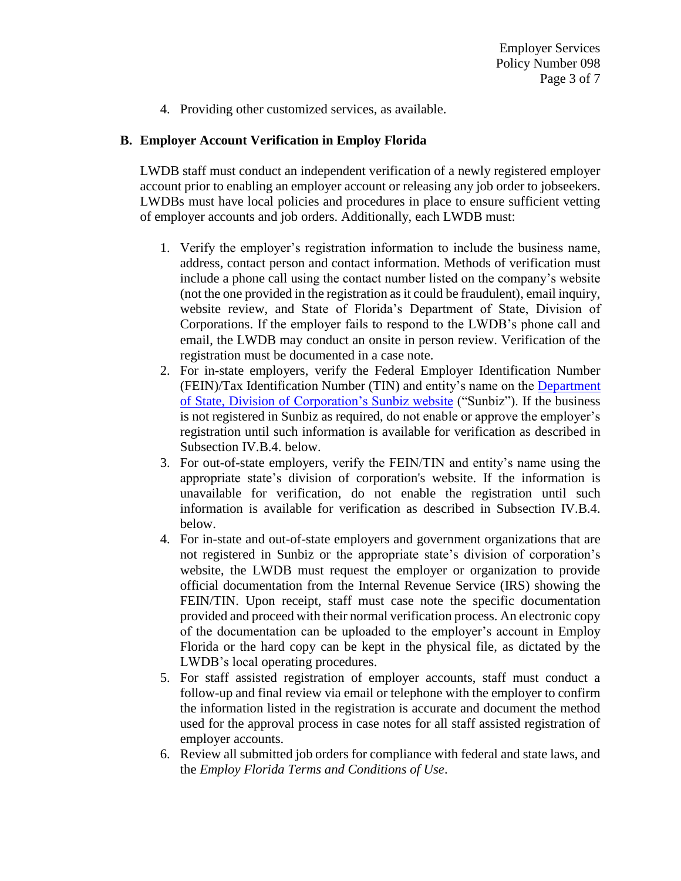4. Providing other customized services, as available.

## B. Employer Account Verification in Employ Florida

LWDB staff must conduct an independent verification of a newly registered employer account prior to enabling an employer account or releasing any job order to jobseekers. LWDBs must have local policies and procedures in place to ensure sufficient vetting of employer accounts and job orders. Additionally, each LWDB must:

1. Verify the employer's registration information to include the business name, address, contact person and contact information. Methods of verification must include a phone call using the contact number listed on the company's website (not the one provided in the registration as it could be fraudulent), email inquiry, website review, and State of Florida's Department of State, Division of Corporations. If the employer fails to respond to the LWDB's phone call and email, the LWDB may conduct an onsite in person review. Verification of the registration must be documented in a case note.
2. For in-state employers, verify the Federal Employer Identification Number (FEIN)/Tax Identification Number (TIN) and entity's name on the Department of State, Division of Corporation's Sunbiz website ("Sunbiz"). If the business is not registered in Sunbiz as required, do not enable or approve the employer's registration until such information is available for verification as described in Subsection IV.B.4. below.
3. For out-of-state employers, verify the FEIN/TIN and entity's name using the appropriate state's division of corporation's website. If the information is unavailable for verification, do not enable the registration until such information is available for verification as described in Subsection IV.B.4. below.
4. For in-state and out-of-state employers and government organizations that are not registered in Sunbiz or the appropriate state's division of corporation's website, the LWDB must request the employer or organization to provide official documentation from the Internal Revenue Service (IRS) showing the FEIN/TIN. Upon receipt, staff must case note the specific documentation provided and proceed with their normal verification process. An electronic copy of the documentation can be uploaded to the employer's account in Employ Florida or the hard copy can be kept in the physical file, as dictated by the LWDB's local operating procedures.
5. For staff assisted registration of employer accounts, staff must conduct a follow-up and final review via email or telephone with the employer to confirm the information listed in the registration is accurate and document the method used for the approval process in case notes for all staff assisted registration of employer accounts.
6. Review all submitted job orders for compliance with federal and state laws, and the *Employ Florida Terms and Conditions of Use*.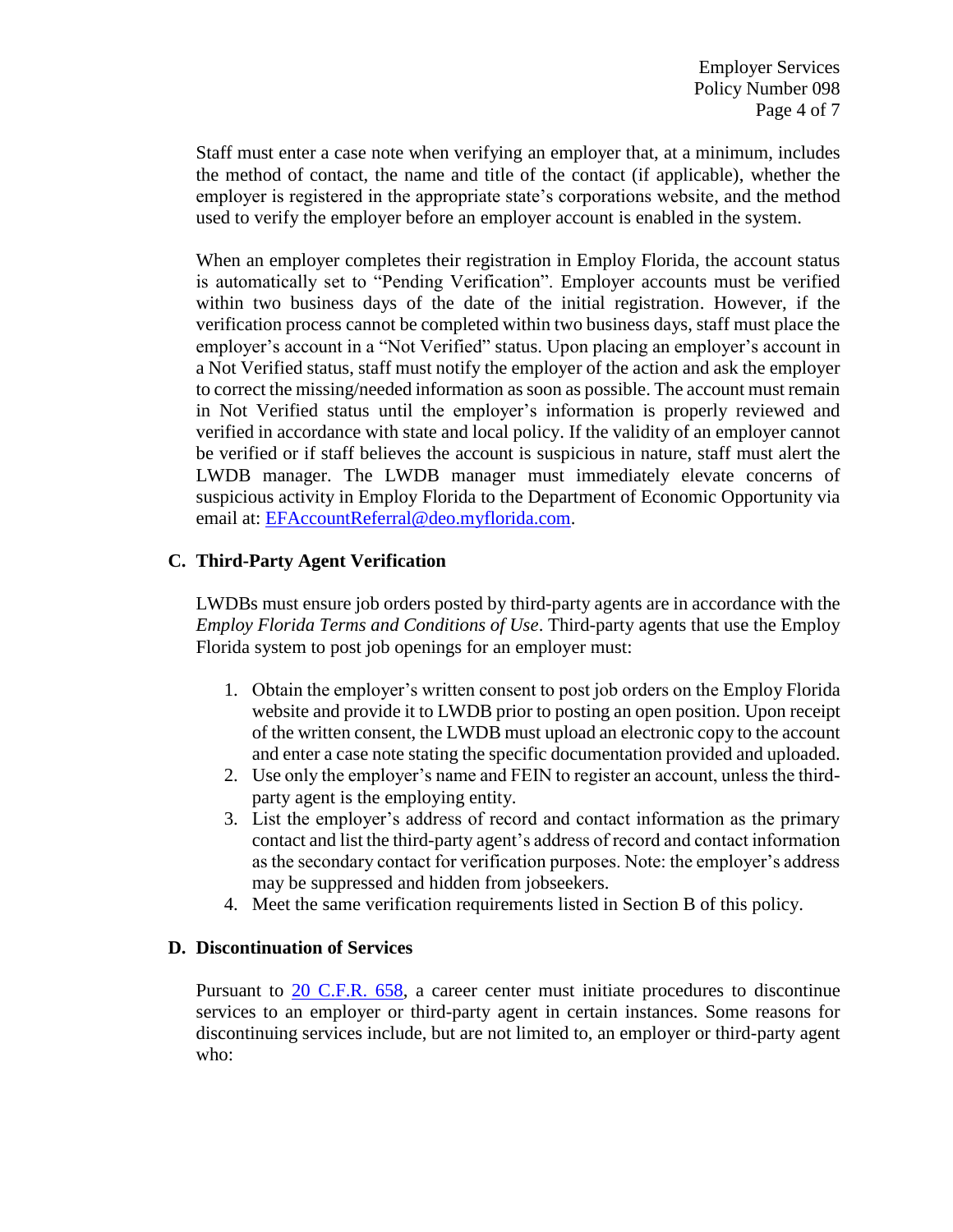Staff must enter a case note when verifying an employer that, at a minimum, includes the method of contact, the name and title of the contact (if applicable), whether the employer is registered in the appropriate state's corporations website, and the method used to verify the employer before an employer account is enabled in the system.

When an employer completes their registration in Employ Florida, the account status is automatically set to "Pending Verification". Employer accounts must be verified within two business days of the date of the initial registration. However, if the verification process cannot be completed within two business days, staff must place the employer's account in a "Not Verified" status. Upon placing an employer's account in a Not Verified status, staff must notify the employer of the action and ask the employer to correct the missing/needed information as soon as possible. The account must remain in Not Verified status until the employer's information is properly reviewed and verified in accordance with state and local policy. If the validity of an employer cannot be verified or if staff believes the account is suspicious in nature, staff must alert the LWDB manager. The LWDB manager must immediately elevate concerns of suspicious activity in Employ Florida to the Department of Economic Opportunity via email at: [EFAccountReferral@deo.myflorida.com](mailto:EFAccountReferral@deo.myflorida.com).

## C. Third-Party Agent Verification

LWDBs must ensure job orders posted by third-party agents are in accordance with the *Employ Florida Terms and Conditions of Use*. Third-party agents that use the Employ Florida system to post job openings for an employer must:

1. Obtain the employer's written consent to post job orders on the Employ Florida website and provide it to LWDB prior to posting an open position. Upon receipt of the written consent, the LWDB must upload an electronic copy to the account and enter a case note stating the specific documentation provided and uploaded.
2. Use only the employer's name and FEIN to register an account, unless the third-party agent is the employing entity.
3. List the employer's address of record and contact information as the primary contact and list the third-party agent's address of record and contact information as the secondary contact for verification purposes. Note: the employer's address may be suppressed and hidden from jobseekers.
4. Meet the same verification requirements listed in Section B of this policy.

## D. Discontinuation of Services

Pursuant to [20 C.F.R. 658](), a career center must initiate procedures to discontinue services to an employer or third-party agent in certain instances. Some reasons for discontinuing services include, but are not limited to, an employer or third-party agent who: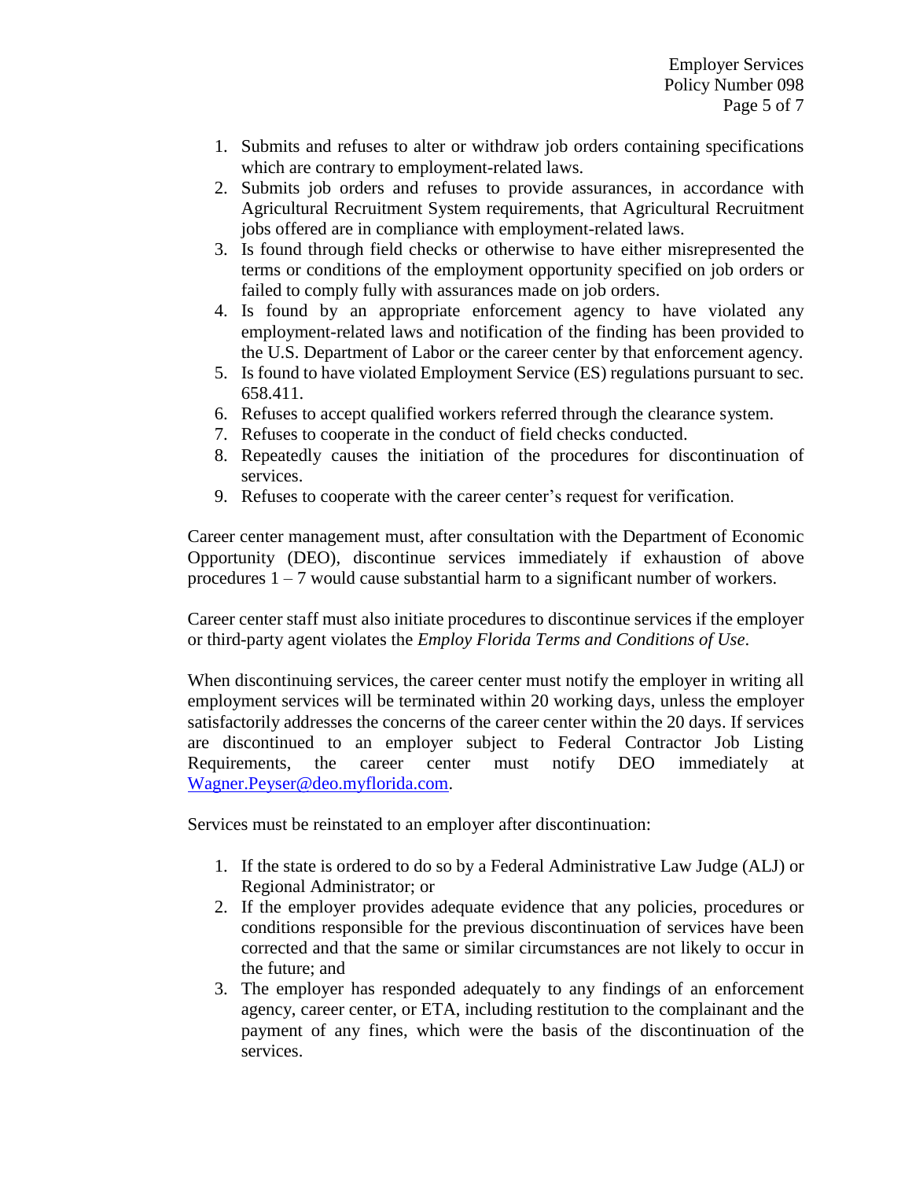1. Submits and refuses to alter or withdraw job orders containing specifications which are contrary to employment-related laws.
2. Submits job orders and refuses to provide assurances, in accordance with Agricultural Recruitment System requirements, that Agricultural Recruitment jobs offered are in compliance with employment-related laws.
3. Is found through field checks or otherwise to have either misrepresented the terms or conditions of the employment opportunity specified on job orders or failed to comply fully with assurances made on job orders.
4. Is found by an appropriate enforcement agency to have violated any employment-related laws and notification of the finding has been provided to the U.S. Department of Labor or the career center by that enforcement agency.
5. Is found to have violated Employment Service (ES) regulations pursuant to sec. 658.411.
6. Refuses to accept qualified workers referred through the clearance system.
7. Refuses to cooperate in the conduct of field checks conducted.
8. Repeatedly causes the initiation of the procedures for discontinuation of services.
9. Refuses to cooperate with the career center's request for verification.

Career center management must, after consultation with the Department of Economic Opportunity (DEO), discontinue services immediately if exhaustion of above procedures 1 – 7 would cause substantial harm to a significant number of workers.

Career center staff must also initiate procedures to discontinue services if the employer or third-party agent violates the *Employ Florida Terms and Conditions of Use*.

When discontinuing services, the career center must notify the employer in writing all employment services will be terminated within 20 working days, unless the employer satisfactorily addresses the concerns of the career center within the 20 days. If services are discontinued to an employer subject to Federal Contractor Job Listing Requirements, the career center must notify DEO immediately at [Wagner.Peyser@deo.myflorida.com](mailto:Wagner.Peyser@deo.myflorida.com).

Services must be reinstated to an employer after discontinuation:

1. If the state is ordered to do so by a Federal Administrative Law Judge (ALJ) or Regional Administrator; or
2. If the employer provides adequate evidence that any policies, procedures or conditions responsible for the previous discontinuation of services have been corrected and that the same or similar circumstances are not likely to occur in the future; and
3. The employer has responded adequately to any findings of an enforcement agency, career center, or ETA, including restitution to the complainant and the payment of any fines, which were the basis of the discontinuation of the services.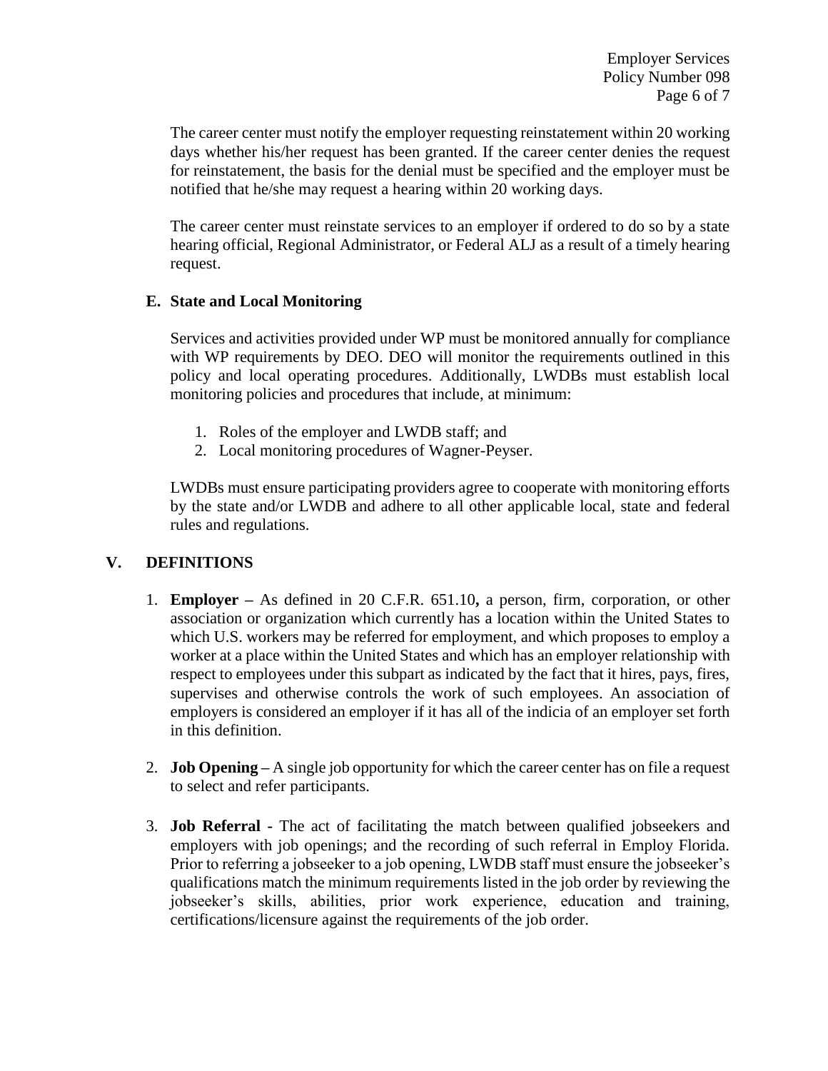The career center must notify the employer requesting reinstatement within 20 working days whether his/her request has been granted. If the career center denies the request for reinstatement, the basis for the denial must be specified and the employer must be notified that he/she may request a hearing within 20 working days.

The career center must reinstate services to an employer if ordered to do so by a state hearing official, Regional Administrator, or Federal ALJ as a result of a timely hearing request.

### E. State and Local Monitoring

Services and activities provided under WP must be monitored annually for compliance with WP requirements by DEO. DEO will monitor the requirements outlined in this policy and local operating procedures. Additionally, LWDBs must establish local monitoring policies and procedures that include, at minimum:

1. Roles of the employer and LWDB staff; and
2. Local monitoring procedures of Wagner-Peyser.

LWDBs must ensure participating providers agree to cooperate with monitoring efforts by the state and/or LWDB and adhere to all other applicable local, state and federal rules and regulations.

## V. DEFINITIONS

1. **Employer –** As defined in 20 C.F.R. 651.10**,** a person, firm, corporation, or other association or organization which currently has a location within the United States to which U.S. workers may be referred for employment, and which proposes to employ a worker at a place within the United States and which has an employer relationship with respect to employees under this subpart as indicated by the fact that it hires, pays, fires, supervises and otherwise controls the work of such employees. An association of employers is considered an employer if it has all of the indicia of an employer set forth in this definition.

2. **Job Opening –** A single job opportunity for which the career center has on file a request to select and refer participants.

3. **Job Referral -** The act of facilitating the match between qualified jobseekers and employers with job openings; and the recording of such referral in Employ Florida. Prior to referring a jobseeker to a job opening, LWDB staff must ensure the jobseeker's qualifications match the minimum requirements listed in the job order by reviewing the jobseeker's skills, abilities, prior work experience, education and training, certifications/licensure against the requirements of the job order.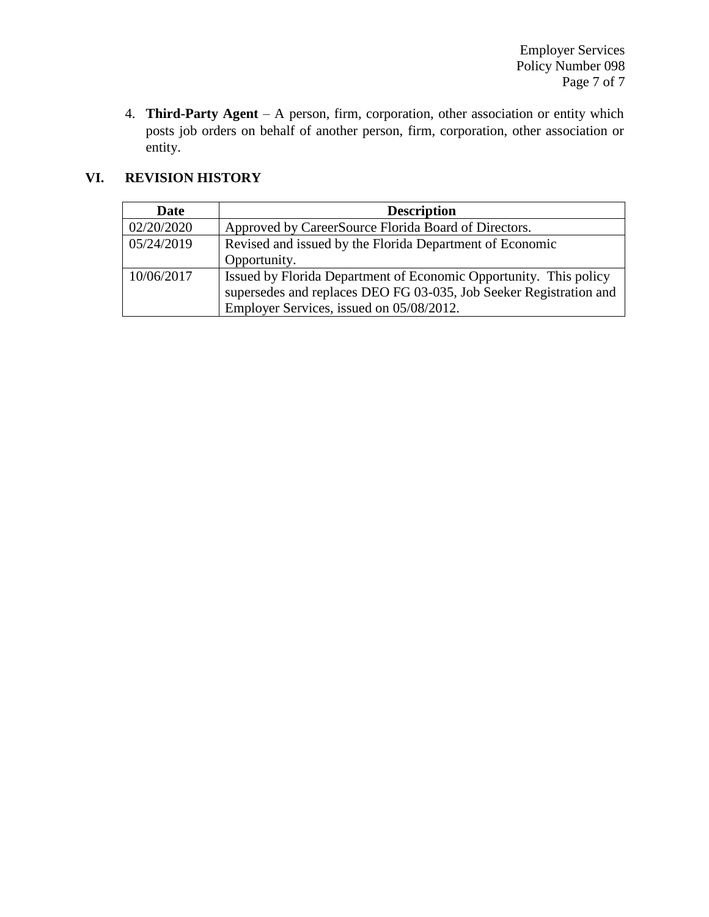4. **Third-Party Agent** – A person, firm, corporation, other association or entity which posts job orders on behalf of another person, firm, corporation, other association or entity.

## VI. REVISION HISTORY

| Date | Description |
|---|---|
| 02/20/2020 | Approved by CareerSource Florida Board of Directors. |
| 05/24/2019 | Revised and issued by the Florida Department of Economic Opportunity. |
| 10/06/2017 | Issued by Florida Department of Economic Opportunity. This policy supersedes and replaces DEO FG 03-035, Job Seeker Registration and Employer Services, issued on 05/08/2012. |